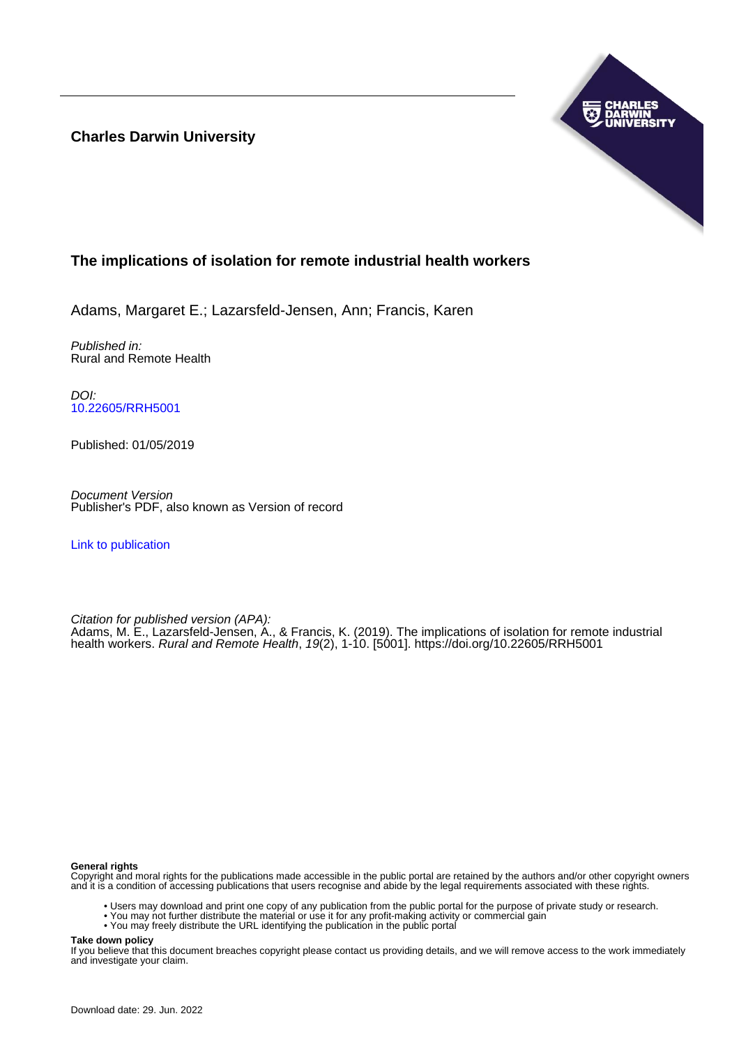**Charles Darwin University**

## The implications of isolation for remote industrial health workers

Adams, Margaret E.; Lazarsfeld-Jensen, Ann; Francis, Karen

*Published in:*
Rural and Remote Health

*DOI:*
10.22605/RRH5001

Published: 01/05/2019

*Document Version*
Publisher's PDF, also known as Version of record

Link to publication

*Citation for published version (APA):*
Adams, M. E., Lazarsfeld-Jensen, A., & Francis, K. (2019). The implications of isolation for remote industrial health workers. *Rural and Remote Health*, *19*(2), 1-10. [5001]. https://doi.org/10.22605/RRH5001

**General rights**
Copyright and moral rights for the publications made accessible in the public portal are retained by the authors and/or other copyright owners and it is a condition of accessing publications that users recognise and abide by the legal requirements associated with these rights.

- Users may download and print one copy of any publication from the public portal for the purpose of private study or research.
- You may not further distribute the material or use it for any profit-making activity or commercial gain
- You may freely distribute the URL identifying the publication in the public portal

**Take down policy**
If you believe that this document breaches copyright please contact us providing details, and we will remove access to the work immediately and investigate your claim.

Download date: 29. Jun. 2022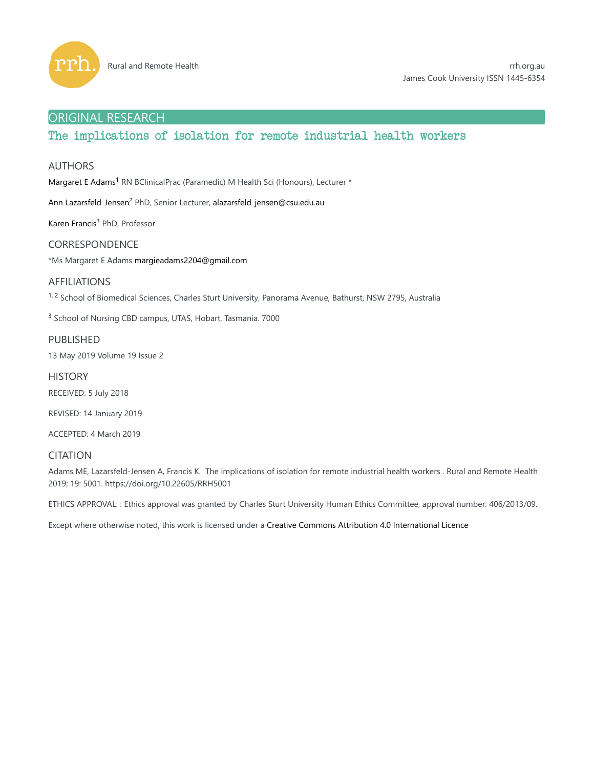ORIGINAL RESEARCH

# The implications of isolation for remote industrial health workers

## AUTHORS

Margaret E Adams[1] RN BClinicalPrac (Paramedic) M Health Sci (Honours), Lecturer *

Ann Lazarsfeld-Jensen[2] PhD, Senior Lecturer, alazarsfeld-jensen@csu.edu.au

Karen Francis[3] PhD, Professor

## CORRESPONDENCE

*Ms Margaret E Adams margieadams2204@gmail.com

## AFFILIATIONS

[1, 2] School of Biomedical Sciences, Charles Sturt University, Panorama Avenue, Bathurst, NSW 2795, Australia

[3] School of Nursing CBD campus, UTAS, Hobart, Tasmania. 7000

## PUBLISHED

13 May 2019 Volume 19 Issue 2

## HISTORY

RECEIVED: 5 July 2018

REVISED: 14 January 2019

ACCEPTED: 4 March 2019

## CITATION

Adams ME, Lazarsfeld-Jensen A, Francis K. The implications of isolation for remote industrial health workers . Rural and Remote Health 2019; 19: 5001. https://doi.org/10.22605/RRH5001

ETHICS APPROVAL: : Ethics approval was granted by Charles Sturt University Human Ethics Committee, approval number: 406/2013/09.

Except where otherwise noted, this work is licensed under a Creative Commons Attribution 4.0 International Licence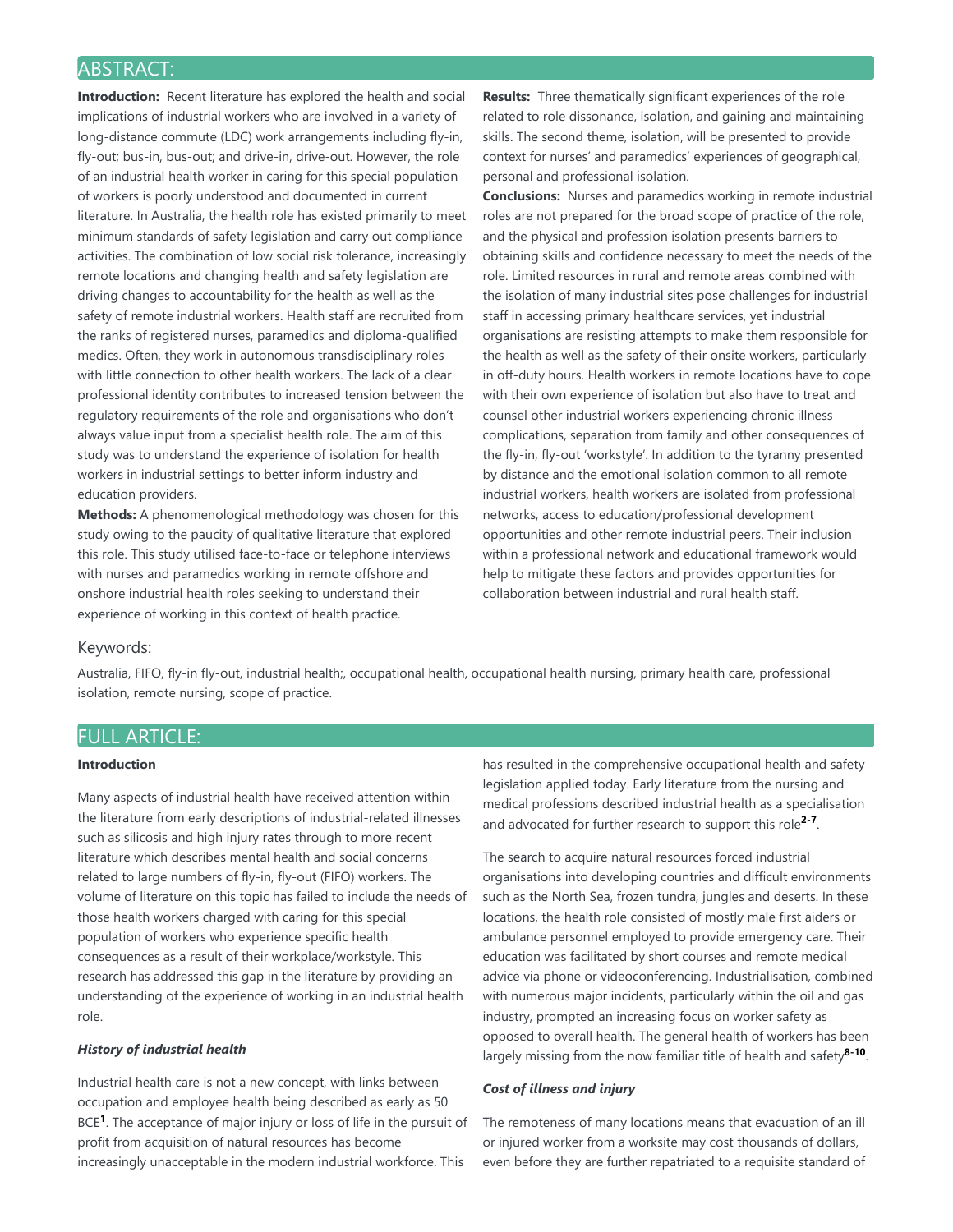## ABSTRACT:

**Introduction:** Recent literature has explored the health and social implications of industrial workers who are involved in a variety of long-distance commute (LDC) work arrangements including fly-in, fly-out; bus-in, bus-out; and drive-in, drive-out. However, the role of an industrial health worker in caring for this special population of workers is poorly understood and documented in current literature. In Australia, the health role has existed primarily to meet minimum standards of safety legislation and carry out compliance activities. The combination of low social risk tolerance, increasingly remote locations and changing health and safety legislation are driving changes to accountability for the health as well as the safety of remote industrial workers. Health staff are recruited from the ranks of registered nurses, paramedics and diploma-qualified medics. Often, they work in autonomous transdisciplinary roles with little connection to other health workers. The lack of a clear professional identity contributes to increased tension between the regulatory requirements of the role and organisations who don't always value input from a specialist health role. The aim of this study was to understand the experience of isolation for health workers in industrial settings to better inform industry and education providers.

**Methods:** A phenomenological methodology was chosen for this study owing to the paucity of qualitative literature that explored this role. This study utilised face-to-face or telephone interviews with nurses and paramedics working in remote offshore and onshore industrial health roles seeking to understand their experience of working in this context of health practice.

**Results:** Three thematically significant experiences of the role related to role dissonance, isolation, and gaining and maintaining skills. The second theme, isolation, will be presented to provide context for nurses' and paramedics' experiences of geographical, personal and professional isolation.

**Conclusions:** Nurses and paramedics working in remote industrial roles are not prepared for the broad scope of practice of the role, and the physical and profession isolation presents barriers to obtaining skills and confidence necessary to meet the needs of the role. Limited resources in rural and remote areas combined with the isolation of many industrial sites pose challenges for industrial staff in accessing primary healthcare services, yet industrial organisations are resisting attempts to make them responsible for the health as well as the safety of their onsite workers, particularly in off-duty hours. Health workers in remote locations have to cope with their own experience of isolation but also have to treat and counsel other industrial workers experiencing chronic illness complications, separation from family and other consequences of the fly-in, fly-out 'workstyle'. In addition to the tyranny presented by distance and the emotional isolation common to all remote industrial workers, health workers are isolated from professional networks, access to education/professional development opportunities and other remote industrial peers. Their inclusion within a professional network and educational framework would help to mitigate these factors and provides opportunities for collaboration between industrial and rural health staff.

### Keywords:

Australia, FIFO, fly-in fly-out, industrial health;, occupational health, occupational health nursing, primary health care, professional isolation, remote nursing, scope of practice.

## FULL ARTICLE:

### Introduction

Many aspects of industrial health have received attention within the literature from early descriptions of industrial-related illnesses such as silicosis and high injury rates through to more recent literature which describes mental health and social concerns related to large numbers of fly-in, fly-out (FIFO) workers. The volume of literature on this topic has failed to include the needs of those health workers charged with caring for this special population of workers who experience specific health consequences as a result of their workplace/workstyle. This research has addressed this gap in the literature by providing an understanding of the experience of working in an industrial health role.

#### *History of industrial health*

Industrial health care is not a new concept, with links between occupation and employee health being described as early as 50 BCE[1]. The acceptance of major injury or loss of life in the pursuit of profit from acquisition of natural resources has become increasingly unacceptable in the modern industrial workforce. This has resulted in the comprehensive occupational health and safety legislation applied today. Early literature from the nursing and medical professions described industrial health as a specialisation and advocated for further research to support this role[2-7].

The search to acquire natural resources forced industrial organisations into developing countries and difficult environments such as the North Sea, frozen tundra, jungles and deserts. In these locations, the health role consisted of mostly male first aiders or ambulance personnel employed to provide emergency care. Their education was facilitated by short courses and remote medical advice via phone or videoconferencing. Industrialisation, combined with numerous major incidents, particularly within the oil and gas industry, prompted an increasing focus on worker safety as opposed to overall health. The general health of workers has been largely missing from the now familiar title of health and safety[8-10].

#### *Cost of illness and injury*

The remoteness of many locations means that evacuation of an ill or injured worker from a worksite may cost thousands of dollars, even before they are further repatriated to a requisite standard of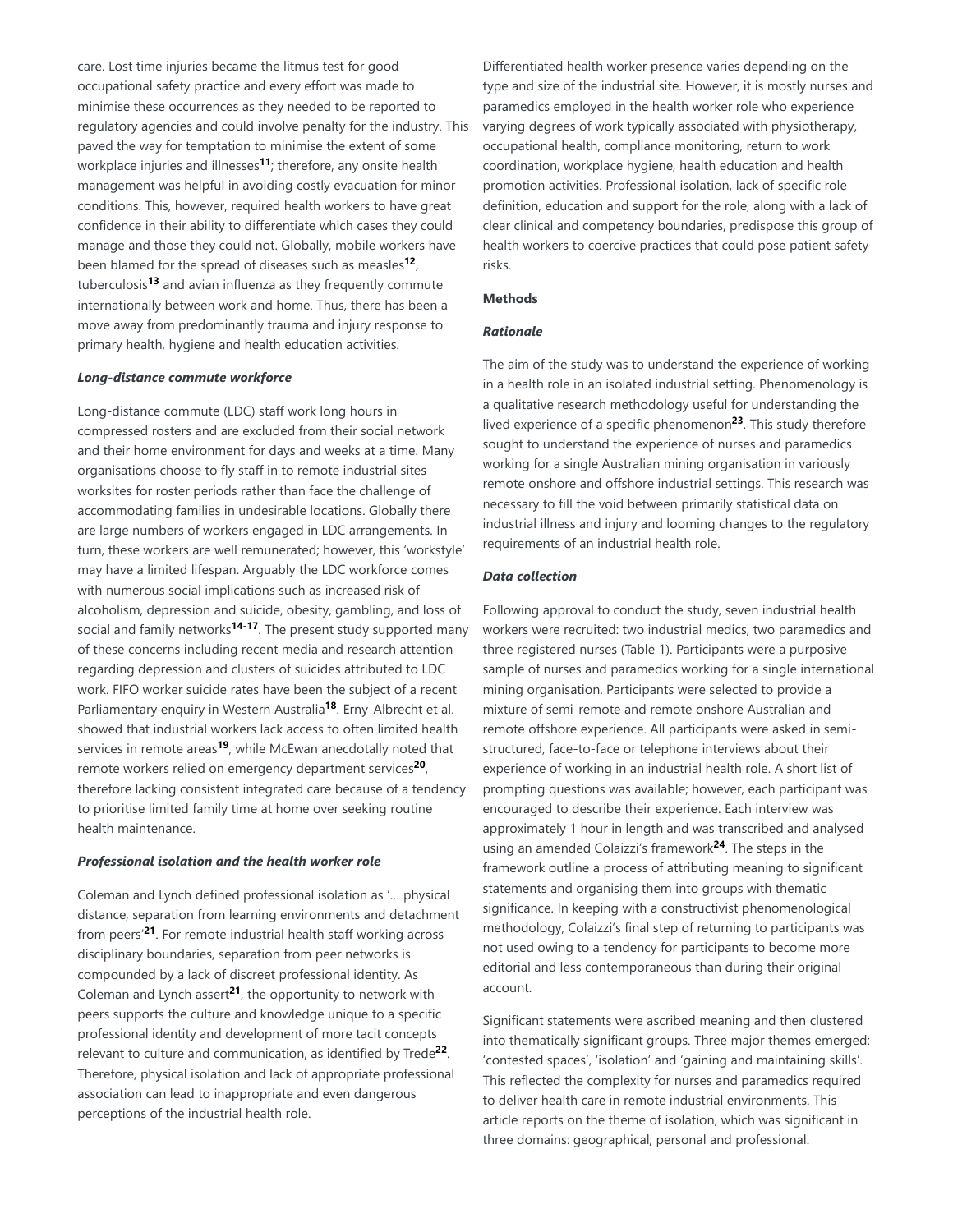care. Lost time injuries became the litmus test for good occupational safety practice and every effort was made to minimise these occurrences as they needed to be reported to regulatory agencies and could involve penalty for the industry. This paved the way for temptation to minimise the extent of some workplace injuries and illnesses[11]; therefore, any onsite health management was helpful in avoiding costly evacuation for minor conditions. This, however, required health workers to have great confidence in their ability to differentiate which cases they could manage and those they could not. Globally, mobile workers have been blamed for the spread of diseases such as measles[12], tuberculosis[13] and avian influenza as they frequently commute internationally between work and home. Thus, there has been a move away from predominantly trauma and injury response to primary health, hygiene and health education activities.

***Long-distance commute workforce***

Long-distance commute (LDC) staff work long hours in compressed rosters and are excluded from their social network and their home environment for days and weeks at a time. Many organisations choose to fly staff in to remote industrial sites worksites for roster periods rather than face the challenge of accommodating families in undesirable locations. Globally there are large numbers of workers engaged in LDC arrangements. In turn, these workers are well remunerated; however, this 'workstyle' may have a limited lifespan. Arguably the LDC workforce comes with numerous social implications such as increased risk of alcoholism, depression and suicide, obesity, gambling, and loss of social and family networks[14-17]. The present study supported many of these concerns including recent media and research attention regarding depression and clusters of suicides attributed to LDC work. FIFO worker suicide rates have been the subject of a recent Parliamentary enquiry in Western Australia[18]. Erny-Albrecht et al. showed that industrial workers lack access to often limited health services in remote areas[19], while McEwan anecdotally noted that remote workers relied on emergency department services[20], therefore lacking consistent integrated care because of a tendency to prioritise limited family time at home over seeking routine health maintenance.

***Professional isolation and the health worker role***

Coleman and Lynch defined professional isolation as '… physical distance, separation from learning environments and detachment from peers'[21]. For remote industrial health staff working across disciplinary boundaries, separation from peer networks is compounded by a lack of discreet professional identity. As Coleman and Lynch assert[21], the opportunity to network with peers supports the culture and knowledge unique to a specific professional identity and development of more tacit concepts relevant to culture and communication, as identified by Trede[22]. Therefore, physical isolation and lack of appropriate professional association can lead to inappropriate and even dangerous perceptions of the industrial health role.

Differentiated health worker presence varies depending on the type and size of the industrial site. However, it is mostly nurses and paramedics employed in the health worker role who experience varying degrees of work typically associated with physiotherapy, occupational health, compliance monitoring, return to work coordination, workplace hygiene, health education and health promotion activities. Professional isolation, lack of specific role definition, education and support for the role, along with a lack of clear clinical and competency boundaries, predispose this group of health workers to coercive practices that could pose patient safety risks.

**Methods**

***Rationale***

The aim of the study was to understand the experience of working in a health role in an isolated industrial setting. Phenomenology is a qualitative research methodology useful for understanding the lived experience of a specific phenomenon[23]. This study therefore sought to understand the experience of nurses and paramedics working for a single Australian mining organisation in variously remote onshore and offshore industrial settings. This research was necessary to fill the void between primarily statistical data on industrial illness and injury and looming changes to the regulatory requirements of an industrial health role.

***Data collection***

Following approval to conduct the study, seven industrial health workers were recruited: two industrial medics, two paramedics and three registered nurses (Table 1). Participants were a purposive sample of nurses and paramedics working for a single international mining organisation. Participants were selected to provide a mixture of semi-remote and remote onshore Australian and remote offshore experience. All participants were asked in semi-structured, face-to-face or telephone interviews about their experience of working in an industrial health role. A short list of prompting questions was available; however, each participant was encouraged to describe their experience. Each interview was approximately 1 hour in length and was transcribed and analysed using an amended Colaizzi's framework[24]. The steps in the framework outline a process of attributing meaning to significant statements and organising them into groups with thematic significance. In keeping with a constructivist phenomenological methodology, Colaizzi's final step of returning to participants was not used owing to a tendency for participants to become more editorial and less contemporaneous than during their original account.

Significant statements were ascribed meaning and then clustered into thematically significant groups. Three major themes emerged: 'contested spaces', 'isolation' and 'gaining and maintaining skills'. This reflected the complexity for nurses and paramedics required to deliver health care in remote industrial environments. This article reports on the theme of isolation, which was significant in three domains: geographical, personal and professional.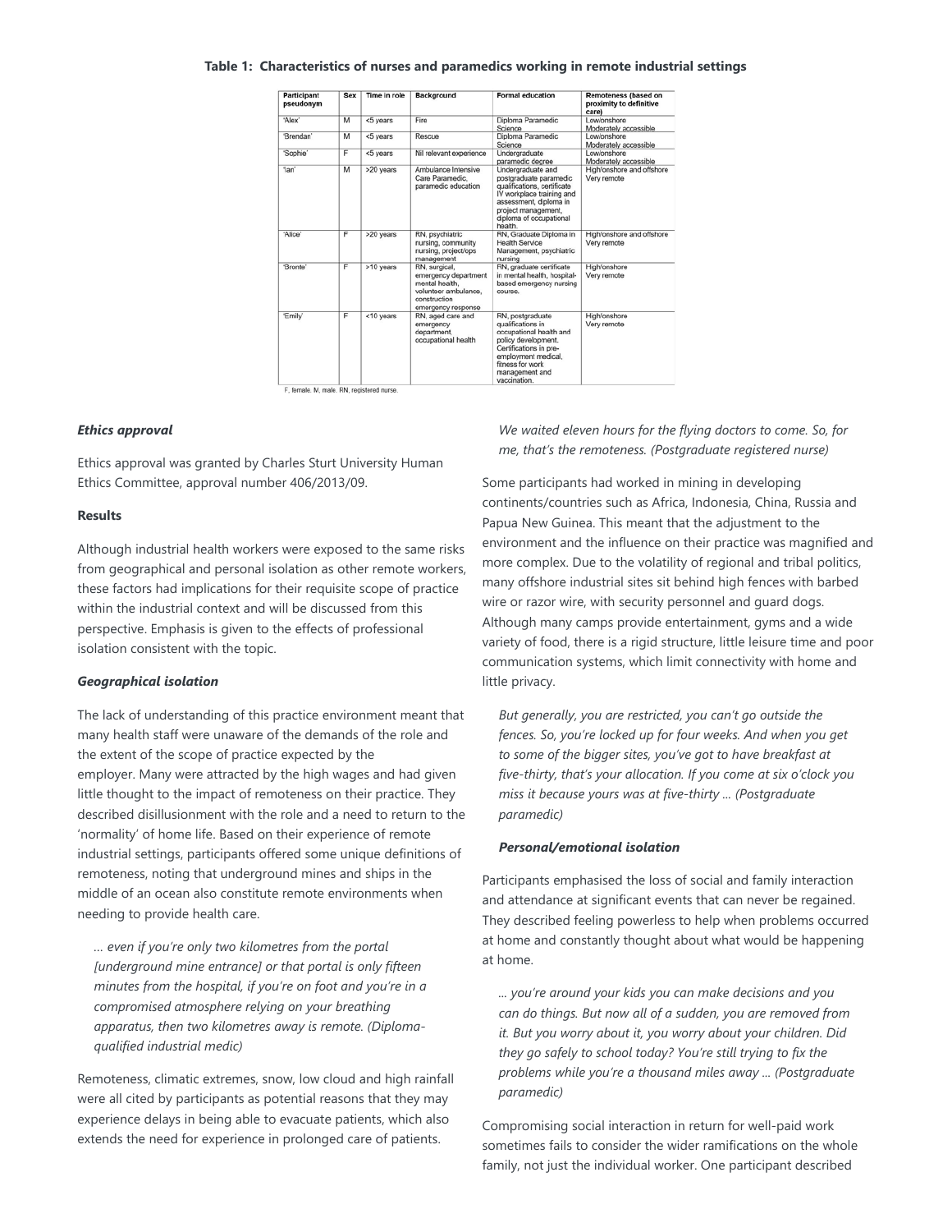**Table 1: Characteristics of nurses and paramedics working in remote industrial settings**

| Participant pseudonym | Sex | Time in role | Background | Formal education | Remoteness (based on proximity to definitive care) |
|---|---|---|---|---|---|
| 'Alex' | M | <5 years | Fire | Diploma Paramedic Science | Low/onshore Moderately accessible |
| 'Brendan' | M | <5 years | Rescue | Diploma Paramedic Science | Low/onshore Moderately accessible |
| 'Sophie' | F | <5 years | Nil relevant experience | Undergraduate paramedic degree | Low/onshore Moderately accessible |
| 'Ian' | M | >20 years | Ambulance Intensive Care Paramedic, paramedic education | Undergraduate and postgraduate paramedic qualifications, certificate IV workplace training and assessment, diploma in project management, diploma of occupational health. | High/onshore and offshore Very remote |
| 'Alice' | F | >20 years | RN, psychiatric nursing, community nursing, project/ops management | RN, Graduate Diploma in Health Service Management, psychiatric nursing | High/onshore and offshore Very remote |
| 'Bronte' | F | >10 years | RN, surgical, emergency department mental health, volunteer ambulance, construction emergency response | RN, graduate certificate in mental health, hospital-based emergency nursing course. | High/onshore Very remote |
| 'Emily' | F | <10 years | RN, aged care and emergency department, occupational health | RN, postgraduate qualifications in occupational health and policy development. Certifications in pre-employment medical, fitness for work management and vaccination. | High/onshore Very remote |

F, female. M, male. RN, registered nurse.

### *Ethics approval*

Ethics approval was granted by Charles Sturt University Human Ethics Committee, approval number 406/2013/09.

## Results

Although industrial health workers were exposed to the same risks from geographical and personal isolation as other remote workers, these factors had implications for their requisite scope of practice within the industrial context and will be discussed from this perspective. Emphasis is given to the effects of professional isolation consistent with the topic.

### *Geographical isolation*

The lack of understanding of this practice environment meant that many health staff were unaware of the demands of the role and the extent of the scope of practice expected by the employer. Many were attracted by the high wages and had given little thought to the impact of remoteness on their practice. They described disillusionment with the role and a need to return to the 'normality' of home life. Based on their experience of remote industrial settings, participants offered some unique definitions of remoteness, noting that underground mines and ships in the middle of an ocean also constitute remote environments when needing to provide health care.

> *… even if you're only two kilometres from the portal [underground mine entrance] or that portal is only fifteen minutes from the hospital, if you're on foot and you're in a compromised atmosphere relying on your breathing apparatus, then two kilometres away is remote. (Diploma-qualified industrial medic)*

Remoteness, climatic extremes, snow, low cloud and high rainfall were all cited by participants as potential reasons that they may experience delays in being able to evacuate patients, which also extends the need for experience in prolonged care of patients.

> *We waited eleven hours for the flying doctors to come. So, for me, that's the remoteness. (Postgraduate registered nurse)*

Some participants had worked in mining in developing continents/countries such as Africa, Indonesia, China, Russia and Papua New Guinea. This meant that the adjustment to the environment and the influence on their practice was magnified and more complex. Due to the volatility of regional and tribal politics, many offshore industrial sites sit behind high fences with barbed wire or razor wire, with security personnel and guard dogs. Although many camps provide entertainment, gyms and a wide variety of food, there is a rigid structure, little leisure time and poor communication systems, which limit connectivity with home and little privacy.

> *But generally, you are restricted, you can't go outside the fences. So, you're locked up for four weeks. And when you get to some of the bigger sites, you've got to have breakfast at five-thirty, that's your allocation. If you come at six o'clock you miss it because yours was at five-thirty … (Postgraduate paramedic)*

### *Personal/emotional isolation*

Participants emphasised the loss of social and family interaction and attendance at significant events that can never be regained. They described feeling powerless to help when problems occurred at home and constantly thought about what would be happening at home.

> *… you're around your kids you can make decisions and you can do things. But now all of a sudden, you are removed from it. But you worry about it, you worry about your children. Did they go safely to school today? You're still trying to fix the problems while you're a thousand miles away … (Postgraduate paramedic)*

Compromising social interaction in return for well-paid work sometimes fails to consider the wider ramifications on the whole family, not just the individual worker. One participant described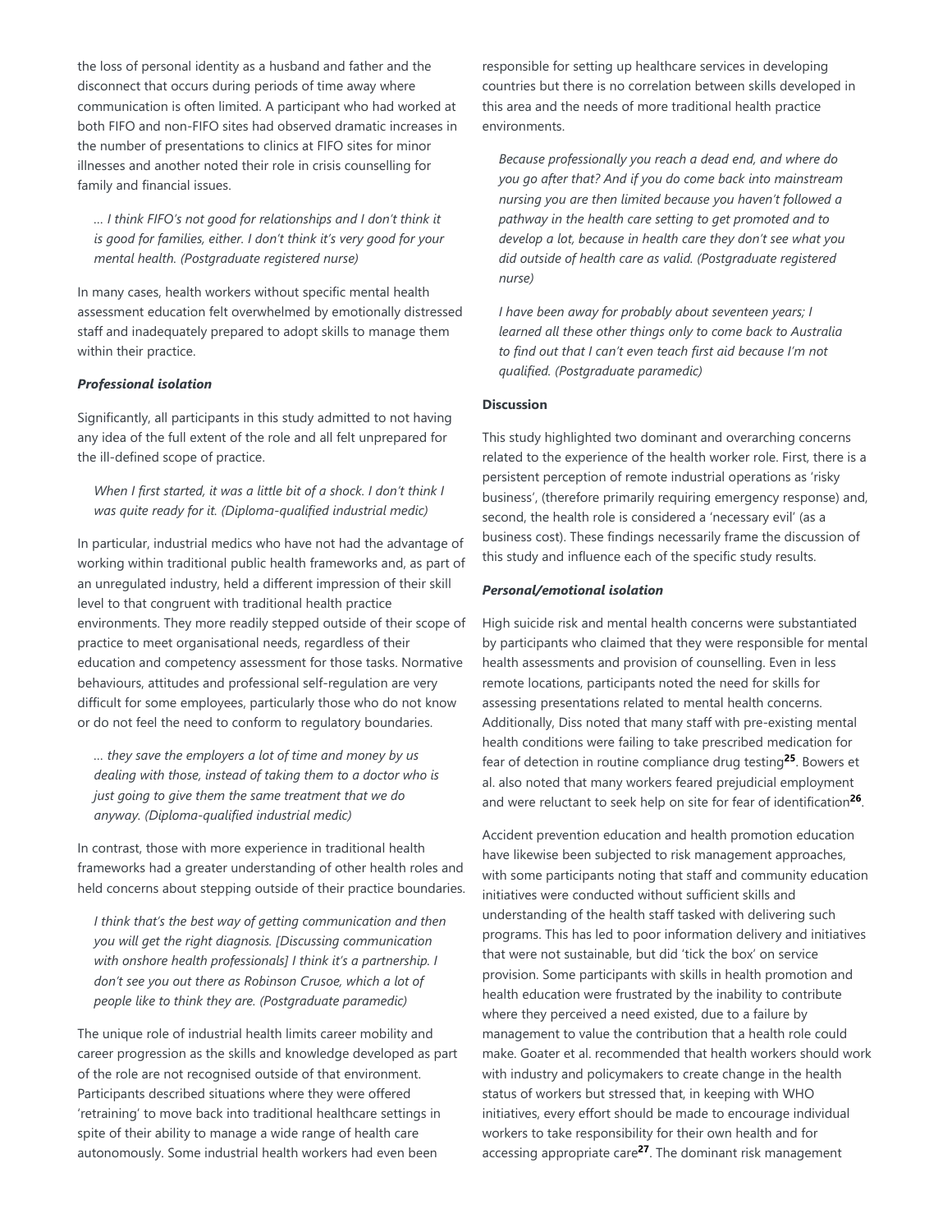the loss of personal identity as a husband and father and the disconnect that occurs during periods of time away where communication is often limited. A participant who had worked at both FIFO and non-FIFO sites had observed dramatic increases in the number of presentations to clinics at FIFO sites for minor illnesses and another noted their role in crisis counselling for family and financial issues.

> *… I think FIFO's not good for relationships and I don't think it is good for families, either. I don't think it's very good for your mental health. (Postgraduate registered nurse)*

In many cases, health workers without specific mental health assessment education felt overwhelmed by emotionally distressed staff and inadequately prepared to adopt skills to manage them within their practice.

***Professional isolation***

Significantly, all participants in this study admitted to not having any idea of the full extent of the role and all felt unprepared for the ill-defined scope of practice.

> *When I first started, it was a little bit of a shock. I don't think I was quite ready for it. (Diploma-qualified industrial medic)*

In particular, industrial medics who have not had the advantage of working within traditional public health frameworks and, as part of an unregulated industry, held a different impression of their skill level to that congruent with traditional health practice environments. They more readily stepped outside of their scope of practice to meet organisational needs, regardless of their education and competency assessment for those tasks. Normative behaviours, attitudes and professional self-regulation are very difficult for some employees, particularly those who do not know or do not feel the need to conform to regulatory boundaries.

> *… they save the employers a lot of time and money by us dealing with those, instead of taking them to a doctor who is just going to give them the same treatment that we do anyway. (Diploma-qualified industrial medic)*

In contrast, those with more experience in traditional health frameworks had a greater understanding of other health roles and held concerns about stepping outside of their practice boundaries.

> *I think that's the best way of getting communication and then you will get the right diagnosis. [Discussing communication with onshore health professionals] I think it's a partnership. I don't see you out there as Robinson Crusoe, which a lot of people like to think they are. (Postgraduate paramedic)*

The unique role of industrial health limits career mobility and career progression as the skills and knowledge developed as part of the role are not recognised outside of that environment. Participants described situations where they were offered 'retraining' to move back into traditional healthcare settings in spite of their ability to manage a wide range of health care autonomously. Some industrial health workers had even been responsible for setting up healthcare services in developing countries but there is no correlation between skills developed in this area and the needs of more traditional health practice environments.

> *Because professionally you reach a dead end, and where do you go after that? And if you do come back into mainstream nursing you are then limited because you haven't followed a pathway in the health care setting to get promoted and to develop a lot, because in health care they don't see what you did outside of health care as valid. (Postgraduate registered nurse)*

> *I have been away for probably about seventeen years; I learned all these other things only to come back to Australia to find out that I can't even teach first aid because I'm not qualified. (Postgraduate paramedic)*

**Discussion**

This study highlighted two dominant and overarching concerns related to the experience of the health worker role. First, there is a persistent perception of remote industrial operations as 'risky business', (therefore primarily requiring emergency response) and, second, the health role is considered a 'necessary evil' (as a business cost). These findings necessarily frame the discussion of this study and influence each of the specific study results.

***Personal/emotional isolation***

High suicide risk and mental health concerns were substantiated by participants who claimed that they were responsible for mental health assessments and provision of counselling. Even in less remote locations, participants noted the need for skills for assessing presentations related to mental health concerns. Additionally, Diss noted that many staff with pre-existing mental health conditions were failing to take prescribed medication for fear of detection in routine compliance drug testing[25]. Bowers et al. also noted that many workers feared prejudicial employment and were reluctant to seek help on site for fear of identification[26].

Accident prevention education and health promotion education have likewise been subjected to risk management approaches, with some participants noting that staff and community education initiatives were conducted without sufficient skills and understanding of the health staff tasked with delivering such programs. This has led to poor information delivery and initiatives that were not sustainable, but did 'tick the box' on service provision. Some participants with skills in health promotion and health education were frustrated by the inability to contribute where they perceived a need existed, due to a failure by management to value the contribution that a health role could make. Goater et al. recommended that health workers should work with industry and policymakers to create change in the health status of workers but stressed that, in keeping with WHO initiatives, every effort should be made to encourage individual workers to take responsibility for their own health and for accessing appropriate care[27]. The dominant risk management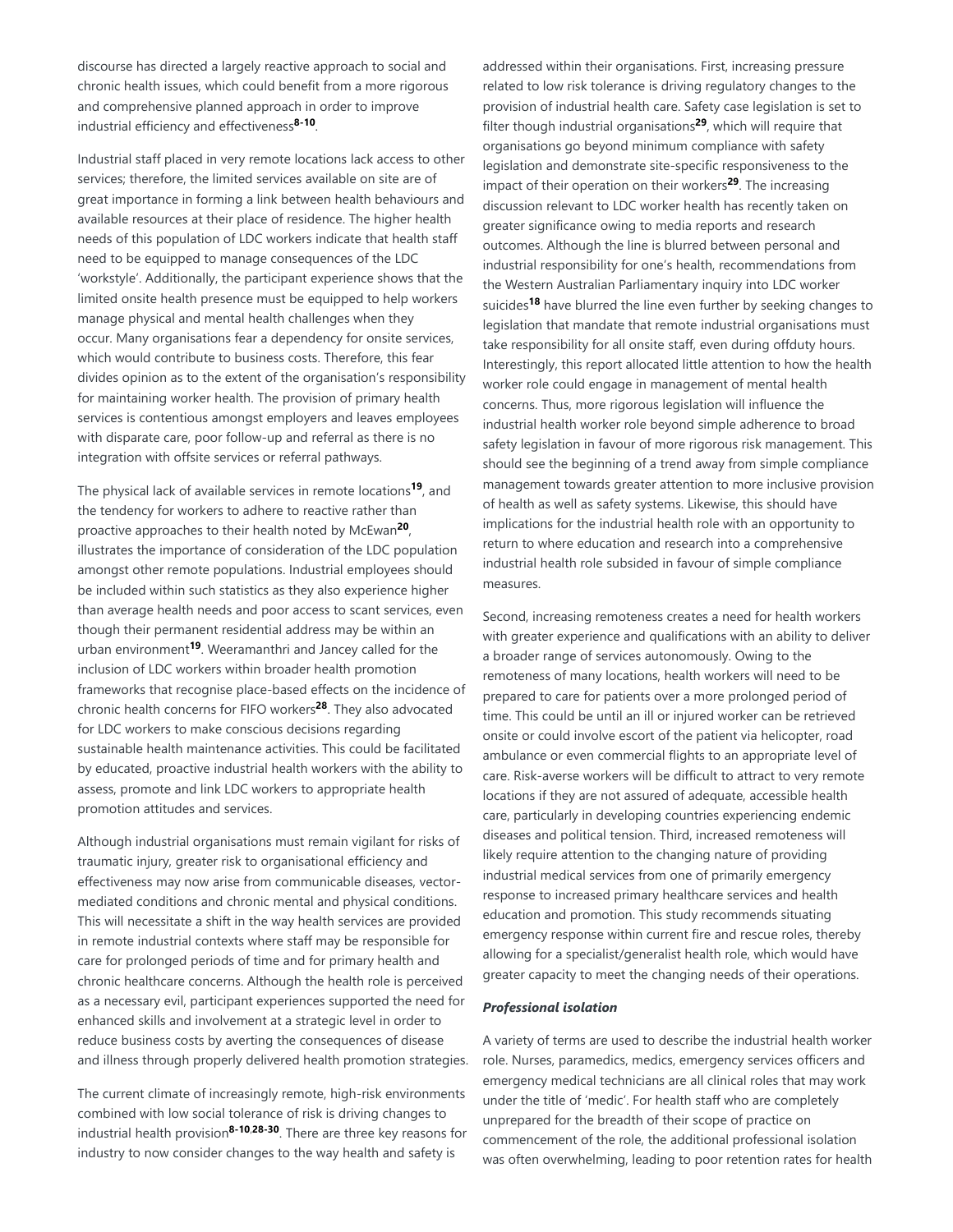discourse has directed a largely reactive approach to social and chronic health issues, which could benefit from a more rigorous and comprehensive planned approach in order to improve industrial efficiency and effectiveness[8-10].

Industrial staff placed in very remote locations lack access to other services; therefore, the limited services available on site are of great importance in forming a link between health behaviours and available resources at their place of residence. The higher health needs of this population of LDC workers indicate that health staff need to be equipped to manage consequences of the LDC 'workstyle'. Additionally, the participant experience shows that the limited onsite health presence must be equipped to help workers manage physical and mental health challenges when they occur. Many organisations fear a dependency for onsite services, which would contribute to business costs. Therefore, this fear divides opinion as to the extent of the organisation's responsibility for maintaining worker health. The provision of primary health services is contentious amongst employers and leaves employees with disparate care, poor follow-up and referral as there is no integration with offsite services or referral pathways.

The physical lack of available services in remote locations[19], and the tendency for workers to adhere to reactive rather than proactive approaches to their health noted by McEwan[20], illustrates the importance of consideration of the LDC population amongst other remote populations. Industrial employees should be included within such statistics as they also experience higher than average health needs and poor access to scant services, even though their permanent residential address may be within an urban environment[19]. Weeramanthri and Jancey called for the inclusion of LDC workers within broader health promotion frameworks that recognise place-based effects on the incidence of chronic health concerns for FIFO workers[28]. They also advocated for LDC workers to make conscious decisions regarding sustainable health maintenance activities. This could be facilitated by educated, proactive industrial health workers with the ability to assess, promote and link LDC workers to appropriate health promotion attitudes and services.

Although industrial organisations must remain vigilant for risks of traumatic injury, greater risk to organisational efficiency and effectiveness may now arise from communicable diseases, vector-mediated conditions and chronic mental and physical conditions. This will necessitate a shift in the way health services are provided in remote industrial contexts where staff may be responsible for care for prolonged periods of time and for primary health and chronic healthcare concerns. Although the health role is perceived as a necessary evil, participant experiences supported the need for enhanced skills and involvement at a strategic level in order to reduce business costs by averting the consequences of disease and illness through properly delivered health promotion strategies.

The current climate of increasingly remote, high-risk environments combined with low social tolerance of risk is driving changes to industrial health provision[8-10,28-30]. There are three key reasons for industry to now consider changes to the way health and safety is addressed within their organisations. First, increasing pressure related to low risk tolerance is driving regulatory changes to the provision of industrial health care. Safety case legislation is set to filter though industrial organisations[29], which will require that organisations go beyond minimum compliance with safety legislation and demonstrate site-specific responsiveness to the impact of their operation on their workers[29]. The increasing discussion relevant to LDC worker health has recently taken on greater significance owing to media reports and research outcomes. Although the line is blurred between personal and industrial responsibility for one's health, recommendations from the Western Australian Parliamentary inquiry into LDC worker suicides[18] have blurred the line even further by seeking changes to legislation that mandate that remote industrial organisations must take responsibility for all onsite staff, even during offduty hours. Interestingly, this report allocated little attention to how the health worker role could engage in management of mental health concerns. Thus, more rigorous legislation will influence the industrial health worker role beyond simple adherence to broad safety legislation in favour of more rigorous risk management. This should see the beginning of a trend away from simple compliance management towards greater attention to more inclusive provision of health as well as safety systems. Likewise, this should have implications for the industrial health role with an opportunity to return to where education and research into a comprehensive industrial health role subsided in favour of simple compliance measures.

Second, increasing remoteness creates a need for health workers with greater experience and qualifications with an ability to deliver a broader range of services autonomously. Owing to the remoteness of many locations, health workers will need to be prepared to care for patients over a more prolonged period of time. This could be until an ill or injured worker can be retrieved onsite or could involve escort of the patient via helicopter, road ambulance or even commercial flights to an appropriate level of care. Risk-averse workers will be difficult to attract to very remote locations if they are not assured of adequate, accessible health care, particularly in developing countries experiencing endemic diseases and political tension. Third, increased remoteness will likely require attention to the changing nature of providing industrial medical services from one of primarily emergency response to increased primary healthcare services and health education and promotion. This study recommends situating emergency response within current fire and rescue roles, thereby allowing for a specialist/generalist health role, which would have greater capacity to meet the changing needs of their operations.

***Professional isolation***

A variety of terms are used to describe the industrial health worker role. Nurses, paramedics, medics, emergency services officers and emergency medical technicians are all clinical roles that may work under the title of 'medic'. For health staff who are completely unprepared for the breadth of their scope of practice on commencement of the role, the additional professional isolation was often overwhelming, leading to poor retention rates for health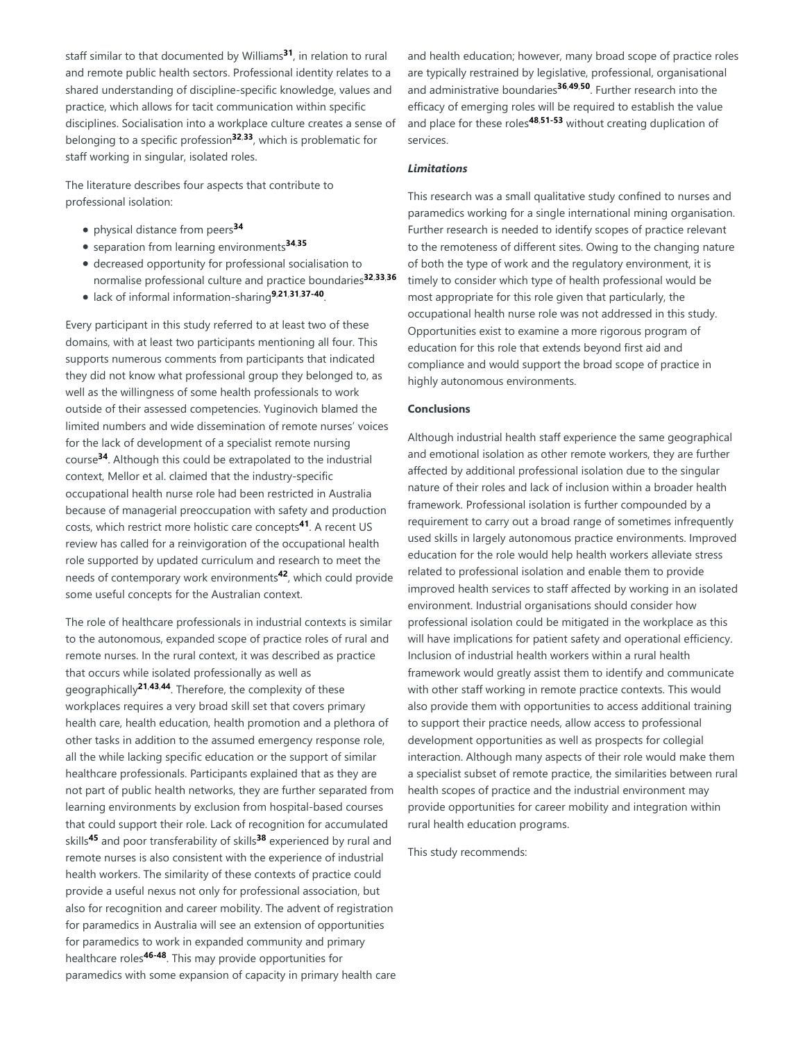staff similar to that documented by Williams[31], in relation to rural and remote public health sectors. Professional identity relates to a shared understanding of discipline-specific knowledge, values and practice, which allows for tacit communication within specific disciplines. Socialisation into a workplace culture creates a sense of belonging to a specific profession[32,33], which is problematic for staff working in singular, isolated roles.

The literature describes four aspects that contribute to professional isolation:

- physical distance from peers[34]
- separation from learning environments[34,35]
- decreased opportunity for professional socialisation to normalise professional culture and practice boundaries[32,33,36]
- lack of informal information-sharing[9,21,31,37-40].

Every participant in this study referred to at least two of these domains, with at least two participants mentioning all four. This supports numerous comments from participants that indicated they did not know what professional group they belonged to, as well as the willingness of some health professionals to work outside of their assessed competencies. Yuginovich blamed the limited numbers and wide dissemination of remote nurses' voices for the lack of development of a specialist remote nursing course[34]. Although this could be extrapolated to the industrial context, Mellor et al. claimed that the industry-specific occupational health nurse role had been restricted in Australia because of managerial preoccupation with safety and production costs, which restrict more holistic care concepts[41]. A recent US review has called for a reinvigoration of the occupational health role supported by updated curriculum and research to meet the needs of contemporary work environments[42], which could provide some useful concepts for the Australian context.

The role of healthcare professionals in industrial contexts is similar to the autonomous, expanded scope of practice roles of rural and remote nurses. In the rural context, it was described as practice that occurs while isolated professionally as well as geographically[21,43,44]. Therefore, the complexity of these workplaces requires a very broad skill set that covers primary health care, health education, health promotion and a plethora of other tasks in addition to the assumed emergency response role, all the while lacking specific education or the support of similar healthcare professionals. Participants explained that as they are not part of public health networks, they are further separated from learning environments by exclusion from hospital-based courses that could support their role. Lack of recognition for accumulated skills[45] and poor transferability of skills[38] experienced by rural and remote nurses is also consistent with the experience of industrial health workers. The similarity of these contexts of practice could provide a useful nexus not only for professional association, but also for recognition and career mobility. The advent of registration for paramedics in Australia will see an extension of opportunities for paramedics to work in expanded community and primary healthcare roles[46-48]. This may provide opportunities for paramedics with some expansion of capacity in primary health care and health education; however, many broad scope of practice roles are typically restrained by legislative, professional, organisational and administrative boundaries[36,49,50]. Further research into the efficacy of emerging roles will be required to establish the value and place for these roles[48,51-53] without creating duplication of services.

### *Limitations*

This research was a small qualitative study confined to nurses and paramedics working for a single international mining organisation. Further research is needed to identify scopes of practice relevant to the remoteness of different sites. Owing to the changing nature of both the type of work and the regulatory environment, it is timely to consider which type of health professional would be most appropriate for this role given that particularly, the occupational health nurse role was not addressed in this study. Opportunities exist to examine a more rigorous program of education for this role that extends beyond first aid and compliance and would support the broad scope of practice in highly autonomous environments.

## Conclusions

Although industrial health staff experience the same geographical and emotional isolation as other remote workers, they are further affected by additional professional isolation due to the singular nature of their roles and lack of inclusion within a broader health framework. Professional isolation is further compounded by a requirement to carry out a broad range of sometimes infrequently used skills in largely autonomous practice environments. Improved education for the role would help health workers alleviate stress related to professional isolation and enable them to provide improved health services to staff affected by working in an isolated environment. Industrial organisations should consider how professional isolation could be mitigated in the workplace as this will have implications for patient safety and operational efficiency. Inclusion of industrial health workers within a rural health framework would greatly assist them to identify and communicate with other staff working in remote practice contexts. This would also provide them with opportunities to access additional training to support their practice needs, allow access to professional development opportunities as well as prospects for collegial interaction. Although many aspects of their role would make them a specialist subset of remote practice, the similarities between rural health scopes of practice and the industrial environment may provide opportunities for career mobility and integration within rural health education programs.

This study recommends: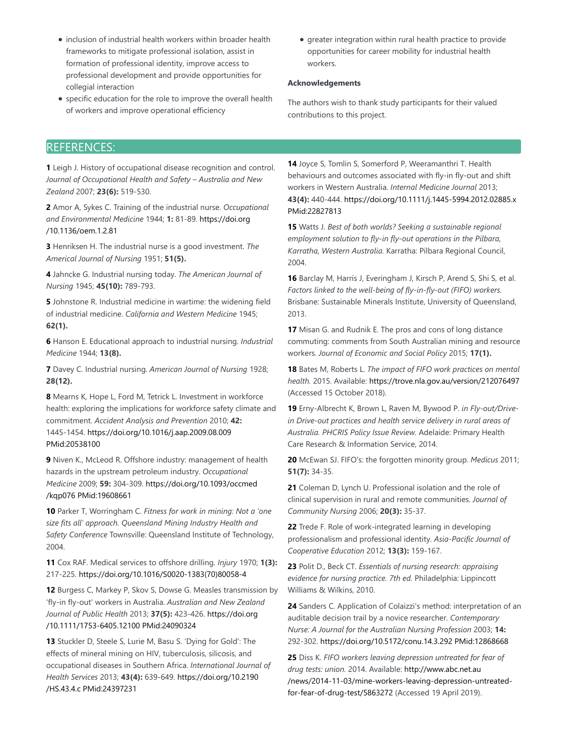- inclusion of industrial health workers within broader health frameworks to mitigate professional isolation, assist in formation of professional identity, improve access to professional development and provide opportunities for collegial interaction
- specific education for the role to improve the overall health of workers and improve operational efficiency
- greater integration within rural health practice to provide opportunities for career mobility for industrial health workers.

**Acknowledgements**

The authors wish to thank study participants for their valued contributions to this project.

## REFERENCES:

**1** Leigh J. History of occupational disease recognition and control. *Journal of Occupational Health and Safety – Australia and New Zealand* 2007; **23(6):** 519-530.

**2** Amor A, Sykes C. Training of the industrial nurse. *Occupational and Environmental Medicine* 1944; **1:** 81-89. https://doi.org/10.1136/oem.1.2.81

**3** Henriksen H. The industrial nurse is a good investment. *The Americal Journal of Nursing* 1951; **51(5).**

**4** Jahncke G. Industrial nursing today. *The American Journal of Nursing* 1945; **45(10):** 789-793.

**5** Johnstone R. Industrial medicine in wartime: the widening field of industrial medicine. *California and Western Medicine* 1945; **62(1).**

**6** Hanson E. Educational approach to industrial nursing. *Industrial Medicine* 1944; **13(8).**

**7** Davey C. Industrial nursing. *American Journal of Nursing* 1928; **28(12).**

**8** Mearns K, Hope L, Ford M, Tetrick L. Investment in workforce health: exploring the implications for workforce safety climate and commitment. *Accident Analysis and Prevention* 2010; **42:** 1445-1454. https://doi.org/10.1016/j.aap.2009.08.009 PMid:20538100

**9** Niven K., McLeod R. Offshore industry: management of health hazards in the upstream petroleum industry. *Occupational Medicine* 2009; **59:** 304-309. https://doi.org/10.1093/occmed/kqp076 PMid:19608661

**10** Parker T, Worringham C. *Fitness for work in mining: Not a 'one size fits all' approach. Queensland Mining Industry Health and Safety Conference* Townsville: Queensland Institute of Technology, 2004.

**11** Cox RAF. Medical services to offshore drilling. *Injury* 1970; **1(3):** 217-225. https://doi.org/10.1016/S0020-1383(70)80058-4

**12** Burgess C, Markey P, Skov S, Dowse G. Measles transmission by 'fly-in fly-out' workers in Australia. *Australian and New Zealand Journal of Public Health* 2013; **37(5):** 423-426. https://doi.org/10.1111/1753-6405.12100 PMid:24090324

**13** Stuckler D, Steele S, Lurie M, Basu S. 'Dying for Gold': The effects of mineral mining on HIV, tuberculosis, silicosis, and occupational diseases in Southern Africa. *International Journal of Health Services* 2013; **43(4):** 639-649. https://doi.org/10.2190/HS.43.4.c PMid:24397231

**14** Joyce S, Tomlin S, Somerford P, Weeramanthri T. Health behaviours and outcomes associated with fly-in fly-out and shift workers in Western Australia. *Internal Medicine Journal* 2013; **43(4):** 440-444. https://doi.org/10.1111/j.1445-5994.2012.02885.x PMid:22827813

**15** Watts J. *Best of both worlds? Seeking a sustainable regional employment solution to fly-in fly-out operations in the Pilbara, Karratha, Western Australia.* Karratha: Pilbara Regional Council, 2004.

**16** Barclay M, Harris J, Everingham J, Kirsch P, Arend S, Shi S, et al. *Factors linked to the well-being of fly-in-fly-out (FIFO) workers.* Brisbane: Sustainable Minerals Institute, University of Queensland, 2013.

**17** Misan G. and Rudnik E. The pros and cons of long distance commuting: comments from South Australian mining and resource workers. *Journal of Economic and Social Policy* 2015; **17(1).**

**18** Bates M, Roberts L. *The impact of FIFO work practices on mental health.* 2015. Available: https://trove.nla.gov.au/version/212076497 (Accessed 15 October 2018).

**19** Erny-Albrecht K, Brown L, Raven M, Bywood P. *in Fly-out/Drive-in Drive-out practices and health service delivery in rural areas of Australia. PHCRIS Policy Issue Review.* Adelaide: Primary Health Care Research & Information Service, 2014.

**20** McEwan SJ. FIFO's: the forgotten minority group. *Medicus* 2011; **51(7):** 34-35.

**21** Coleman D, Lynch U. Professional isolation and the role of clinical supervision in rural and remote communities. *Journal of Community Nursing* 2006; **20(3):** 35-37.

**22** Trede F. Role of work-integrated learning in developing professionalism and professional identity. *Asia-Pacific Journal of Cooperative Education* 2012; **13(3):** 159-167.

**23** Polit D., Beck CT. *Essentials of nursing research: appraising evidence for nursing practice. 7th ed.* Philadelphia: Lippincott Williams & Wilkins, 2010.

**24** Sanders C. Application of Colaizzi's method: interpretation of an auditable decision trail by a novice researcher. *Contemporary Nurse: A Journal for the Australian Nursing Profession* 2003; **14:** 292-302. https://doi.org/10.5172/conu.14.3.292 PMid:12868668

**25** Diss K. *FIFO workers leaving depression untreated for fear of drug tests: union.* 2014. Available: http://www.abc.net.au/news/2014-11-03/mine-workers-leaving-depression-untreated-for-fear-of-drug-test/5863272 (Accessed 19 April 2019).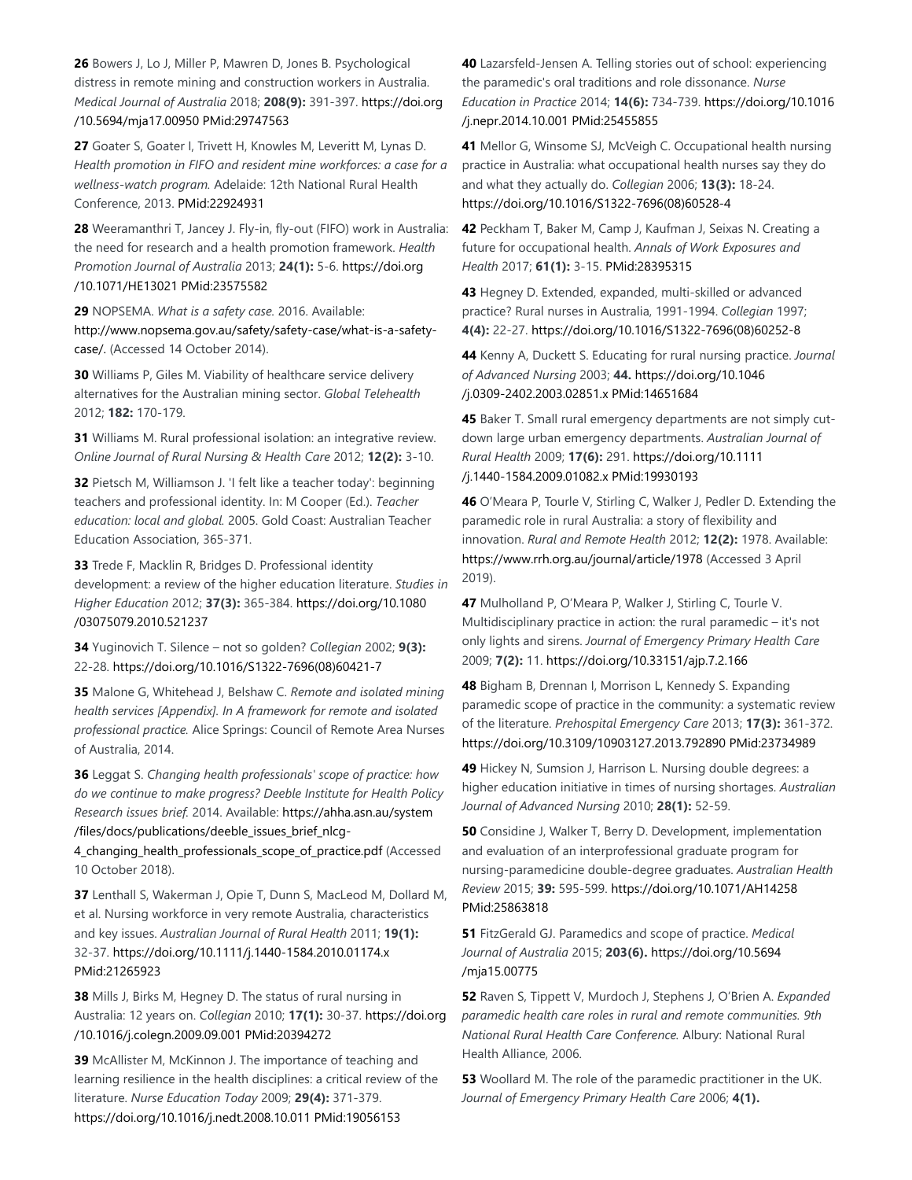**26** Bowers J, Lo J, Miller P, Mawren D, Jones B. Psychological distress in remote mining and construction workers in Australia. *Medical Journal of Australia* 2018; **208(9):** 391-397. https://doi.org/10.5694/mja17.00950 PMid:29747563

**27** Goater S, Goater I, Trivett H, Knowles M, Leveritt M, Lynas D. *Health promotion in FIFO and resident mine workforces: a case for a wellness-watch program.* Adelaide: 12th National Rural Health Conference, 2013. PMid:22924931

**28** Weeramanthri T, Jancey J. Fly-in, fly-out (FIFO) work in Australia: the need for research and a health promotion framework. *Health Promotion Journal of Australia* 2013; **24(1):** 5-6. https://doi.org/10.1071/HE13021 PMid:23575582

**29** NOPSEMA. *What is a safety case.* 2016. Available: http://www.nopsema.gov.au/safety/safety-case/what-is-a-safety-case/. (Accessed 14 October 2014).

**30** Williams P, Giles M. Viability of healthcare service delivery alternatives for the Australian mining sector. *Global Telehealth* 2012; **182:** 170-179.

**31** Williams M. Rural professional isolation: an integrative review. *Online Journal of Rural Nursing & Health Care* 2012; **12(2):** 3-10.

**32** Pietsch M, Williamson J. 'I felt like a teacher today': beginning teachers and professional identity. In: M Cooper (Ed.). *Teacher education: local and global.* 2005. Gold Coast: Australian Teacher Education Association, 365-371.

**33** Trede F, Macklin R, Bridges D. Professional identity development: a review of the higher education literature. *Studies in Higher Education* 2012; **37(3):** 365-384. https://doi.org/10.1080/03075079.2010.521237

**34** Yuginovich T. Silence – not so golden? *Collegian* 2002; **9(3):** 22-28. https://doi.org/10.1016/S1322-7696(08)60421-7

**35** Malone G, Whitehead J, Belshaw C. *Remote and isolated mining health services [Appendix]. In A framework for remote and isolated professional practice.* Alice Springs: Council of Remote Area Nurses of Australia, 2014.

**36** Leggat S. *Changing health professionals' scope of practice: how do we continue to make progress? Deeble Institute for Health Policy Research issues brief.* 2014. Available: https://ahha.asn.au/system/files/docs/publications/deeble_issues_brief_nlcg-4_changing_health_professionals_scope_of_practice.pdf (Accessed 10 October 2018).

**37** Lenthall S, Wakerman J, Opie T, Dunn S, MacLeod M, Dollard M, et al. Nursing workforce in very remote Australia, characteristics and key issues. *Australian Journal of Rural Health* 2011; **19(1):** 32-37. https://doi.org/10.1111/j.1440-1584.2010.01174.x PMid:21265923

**38** Mills J, Birks M, Hegney D. The status of rural nursing in Australia: 12 years on. *Collegian* 2010; **17(1):** 30-37. https://doi.org/10.1016/j.colegn.2009.09.001 PMid:20394272

**39** McAllister M, McKinnon J. The importance of teaching and learning resilience in the health disciplines: a critical review of the literature. *Nurse Education Today* 2009; **29(4):** 371-379. https://doi.org/10.1016/j.nedt.2008.10.011 PMid:19056153

**40** Lazarsfeld-Jensen A. Telling stories out of school: experiencing the paramedic's oral traditions and role dissonance. *Nurse Education in Practice* 2014; **14(6):** 734-739. https://doi.org/10.1016/j.nepr.2014.10.001 PMid:25455855

**41** Mellor G, Winsome SJ, McVeigh C. Occupational health nursing practice in Australia: what occupational health nurses say they do and what they actually do. *Collegian* 2006; **13(3):** 18-24. https://doi.org/10.1016/S1322-7696(08)60528-4

**42** Peckham T, Baker M, Camp J, Kaufman J, Seixas N. Creating a future for occupational health. *Annals of Work Exposures and Health* 2017; **61(1):** 3-15. PMid:28395315

**43** Hegney D. Extended, expanded, multi-skilled or advanced practice? Rural nurses in Australia, 1991-1994. *Collegian* 1997; **4(4):** 22-27. https://doi.org/10.1016/S1322-7696(08)60252-8

**44** Kenny A, Duckett S. Educating for rural nursing practice. *Journal of Advanced Nursing* 2003; **44.** https://doi.org/10.1046/j.0309-2402.2003.02851.x PMid:14651684

**45** Baker T. Small rural emergency departments are not simply cut-down large urban emergency departments. *Australian Journal of Rural Health* 2009; **17(6):** 291. https://doi.org/10.1111/j.1440-1584.2009.01082.x PMid:19930193

**46** O'Meara P, Tourle V, Stirling C, Walker J, Pedler D. Extending the paramedic role in rural Australia: a story of flexibility and innovation. *Rural and Remote Health* 2012; **12(2):** 1978. Available: https://www.rrh.org.au/journal/article/1978 (Accessed 3 April 2019).

**47** Mulholland P, O'Meara P, Walker J, Stirling C, Tourle V. Multidisciplinary practice in action: the rural paramedic – it's not only lights and sirens. *Journal of Emergency Primary Health Care* 2009; **7(2):** 11. https://doi.org/10.33151/ajp.7.2.166

**48** Bigham B, Drennan I, Morrison L, Kennedy S. Expanding paramedic scope of practice in the community: a systematic review of the literature. *Prehospital Emergency Care* 2013; **17(3):** 361-372. https://doi.org/10.3109/10903127.2013.792890 PMid:23734989

**49** Hickey N, Sumsion J, Harrison L. Nursing double degrees: a higher education initiative in times of nursing shortages. *Australian Journal of Advanced Nursing* 2010; **28(1):** 52-59.

**50** Considine J, Walker T, Berry D. Development, implementation and evaluation of an interprofessional graduate program for nursing-paramedicine double-degree graduates. *Australian Health Review* 2015; **39:** 595-599. https://doi.org/10.1071/AH14258 PMid:25863818

**51** FitzGerald GJ. Paramedics and scope of practice. *Medical Journal of Australia* 2015; **203(6).** https://doi.org/10.5694/mja15.00775

**52** Raven S, Tippett V, Murdoch J, Stephens J, O'Brien A. *Expanded paramedic health care roles in rural and remote communities. 9th National Rural Health Care Conference.* Albury: National Rural Health Alliance, 2006.

**53** Woollard M. The role of the paramedic practitioner in the UK. *Journal of Emergency Primary Health Care* 2006; **4(1).**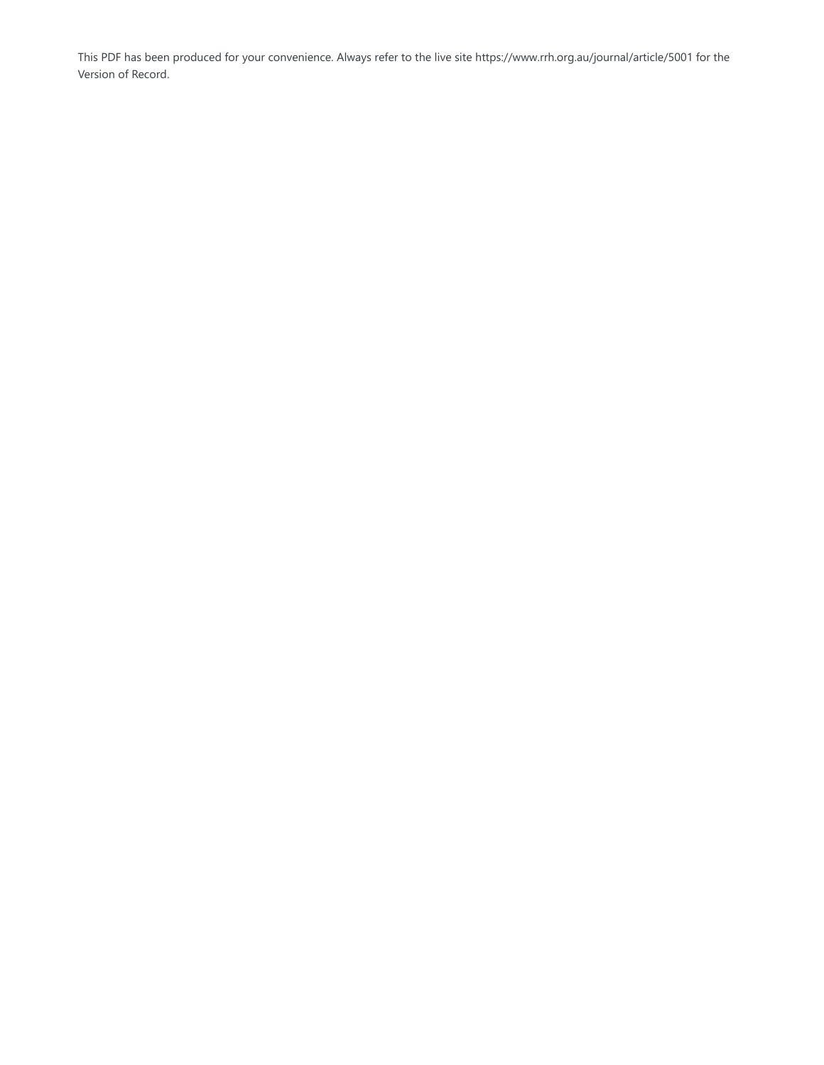This PDF has been produced for your convenience. Always refer to the live site https://www.rrh.org.au/journal/article/5001 for the Version of Record.